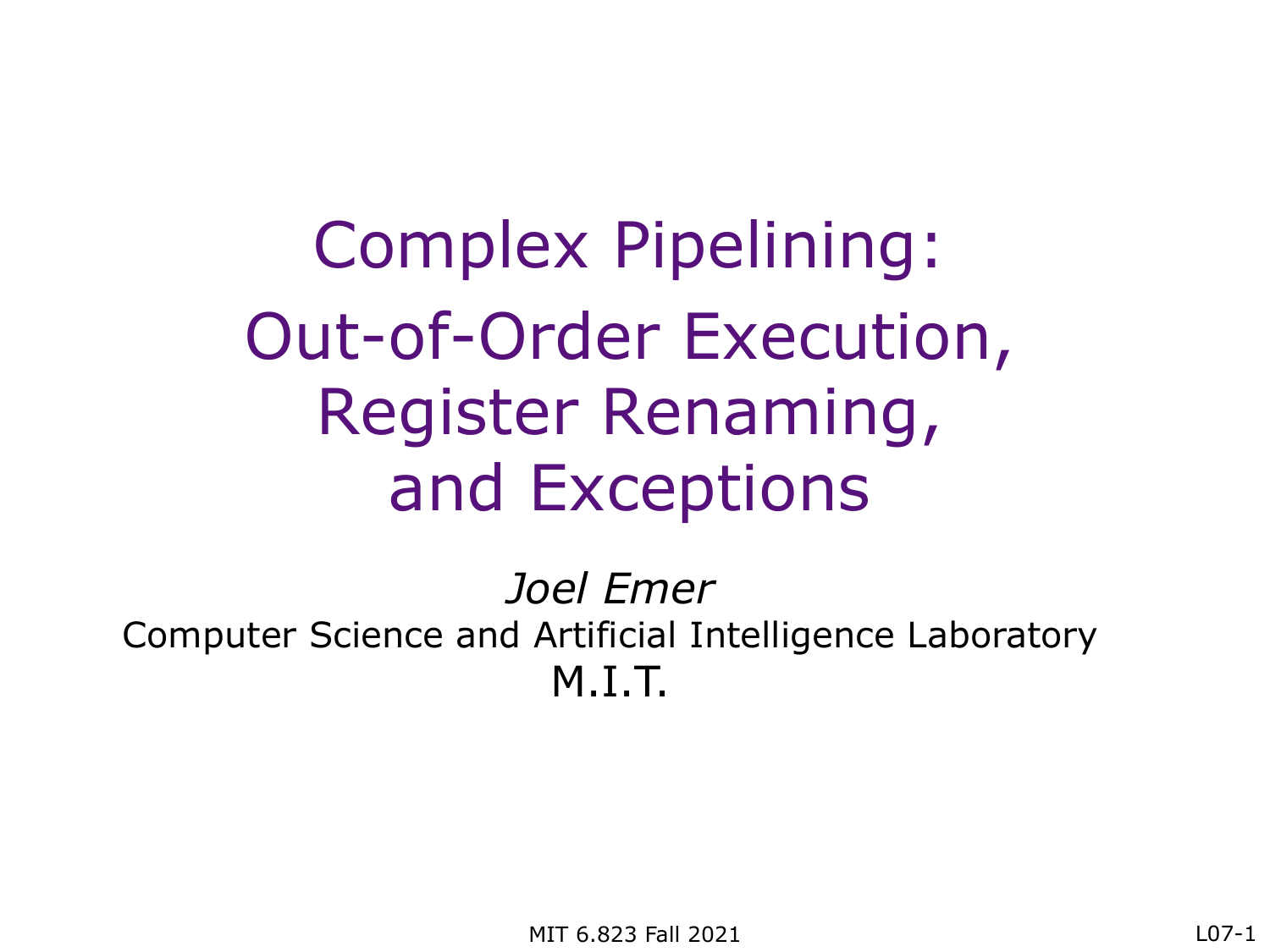# Complex Pipelining: Out-of-Order Execution, Register Renaming, and Exceptions

*Joel Emer*

Computer Science and Artificial Intelligence Laboratory

M.I.T.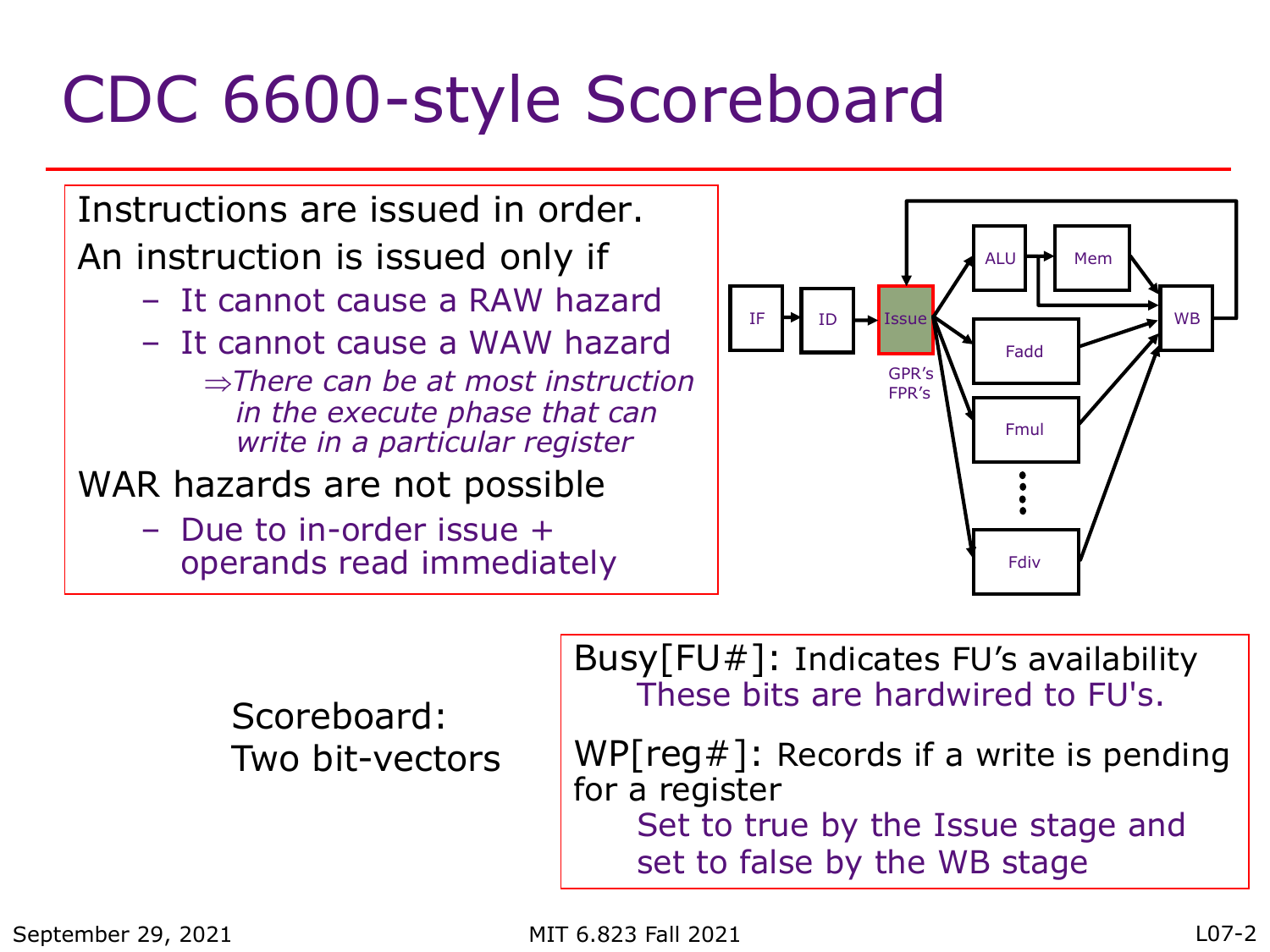# CDC 6600-style Scoreboard

Instructions are issued in order.

An instruction is issued only if

- It cannot cause a RAW hazard
- It cannot cause a WAW hazard
  - ⇒*There can be at most instruction in the execute phase that can write in a particular register*

WAR hazards are not possible

- Due to in-order issue + operands read immediately

IF → ID → Issue (GPR's, FPR's) → ALU → Mem → WB; Issue → Fadd, Fmul, ..., Fdiv → WB; WB → Issue

Scoreboard: Two bit-vectors

Busy[FU#]: Indicates FU's availability
These bits are hardwired to FU's.

WP[reg#]: Records if a write is pending for a register
Set to true by the Issue stage and set to false by the WB stage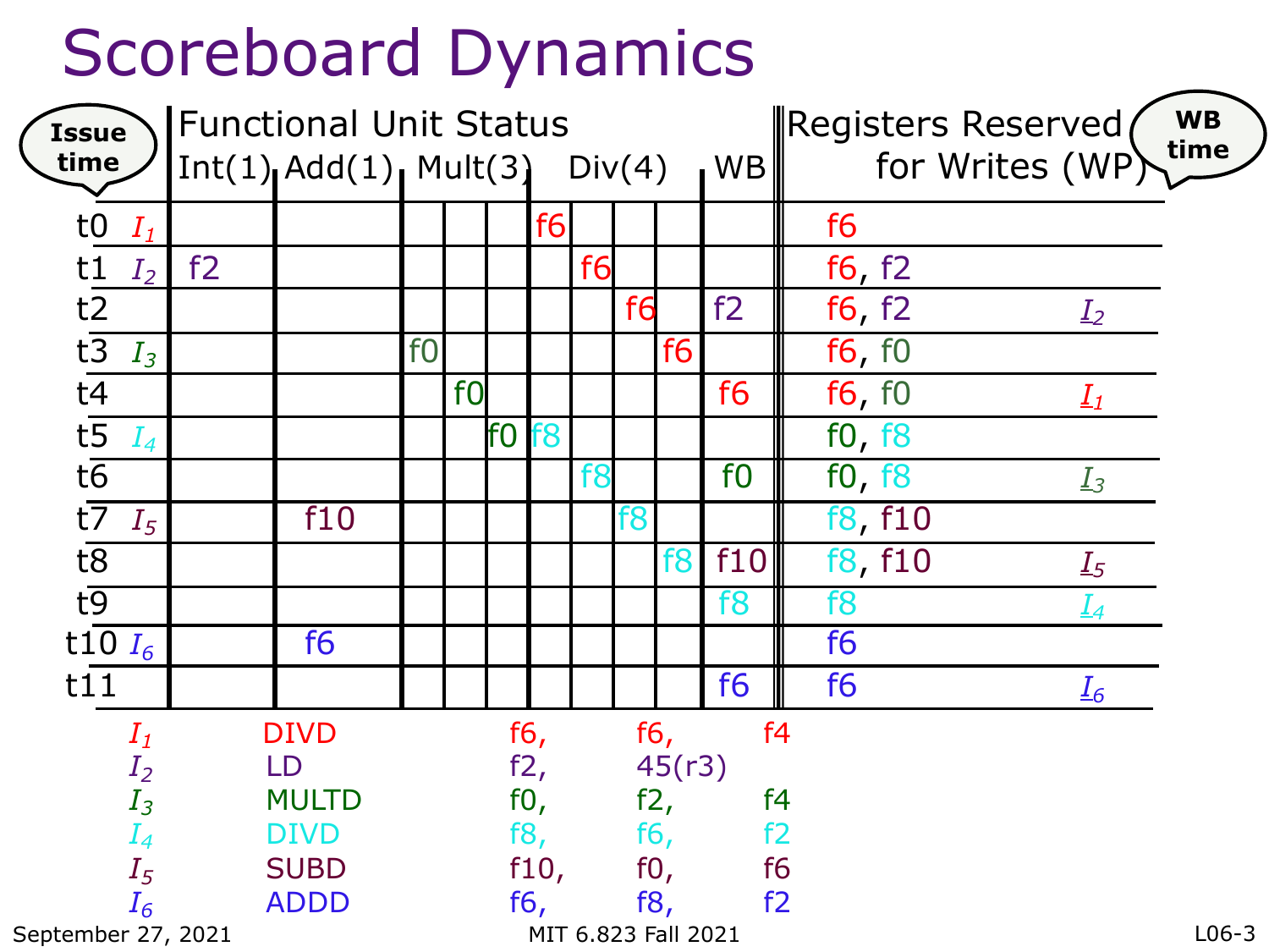# Scoreboard Dynamics

| Issue time | | Int(1) | Add(1) | Mult(3) | | | Div(4) | | | | WB | Registers Reserved for Writes (WP) | WB time |
|---|---|---|---|---|---|---|---|---|---|---|---|---|---|
| t0 | $I_1$ | | | | | | f6 | | | | | f6 | |
| t1 | $I_2$ | f2 | | | | | | f6 | | | | f6, f2 | |
| t2 | | | | | | | | | f6 | | f2 | f6, f2 | $I_2$ |
| t3 | $I_3$ | | | f0 | | | | | | f6 | | f6, f0 | |
| t4 | | | | | f0 | | | | | | f6 | f6, f0 | $I_1$ |
| t5 | $I_4$ | | | | | f0 | f8 | | | | | f0, f8 | |
| t6 | | | | | | | | f8 | | | f0 | f0, f8 | $I_3$ |
| t7 | $I_5$ | | f10 | | | | | | f8 | | | f8, f10 | |
| t8 | | | | | | | | | | f8 | f10 | f8, f10 | $I_5$ |
| t9 | | | | | | | | | | | f8 | f8 | $I_4$ |
| t10 | $I_6$ | | f6 | | | | | | | | | f6 | |
| t11 | | | | | | | | | | | f6 | f6 | $I_6$ |

| | | | | |
|---|---|---|---|---|
| $I_1$ | DIVD | f6, | f6, | f4 |
| $I_2$ | LD | f2, | 45(r3) | |
| $I_3$ | MULTD | f0, | f2, | f4 |
| $I_4$ | DIVD | f8, | f6, | f2 |
| $I_5$ | SUBD | f10, | f0, | f6 |
| $I_6$ | ADDD | f6, | f8, | f2 |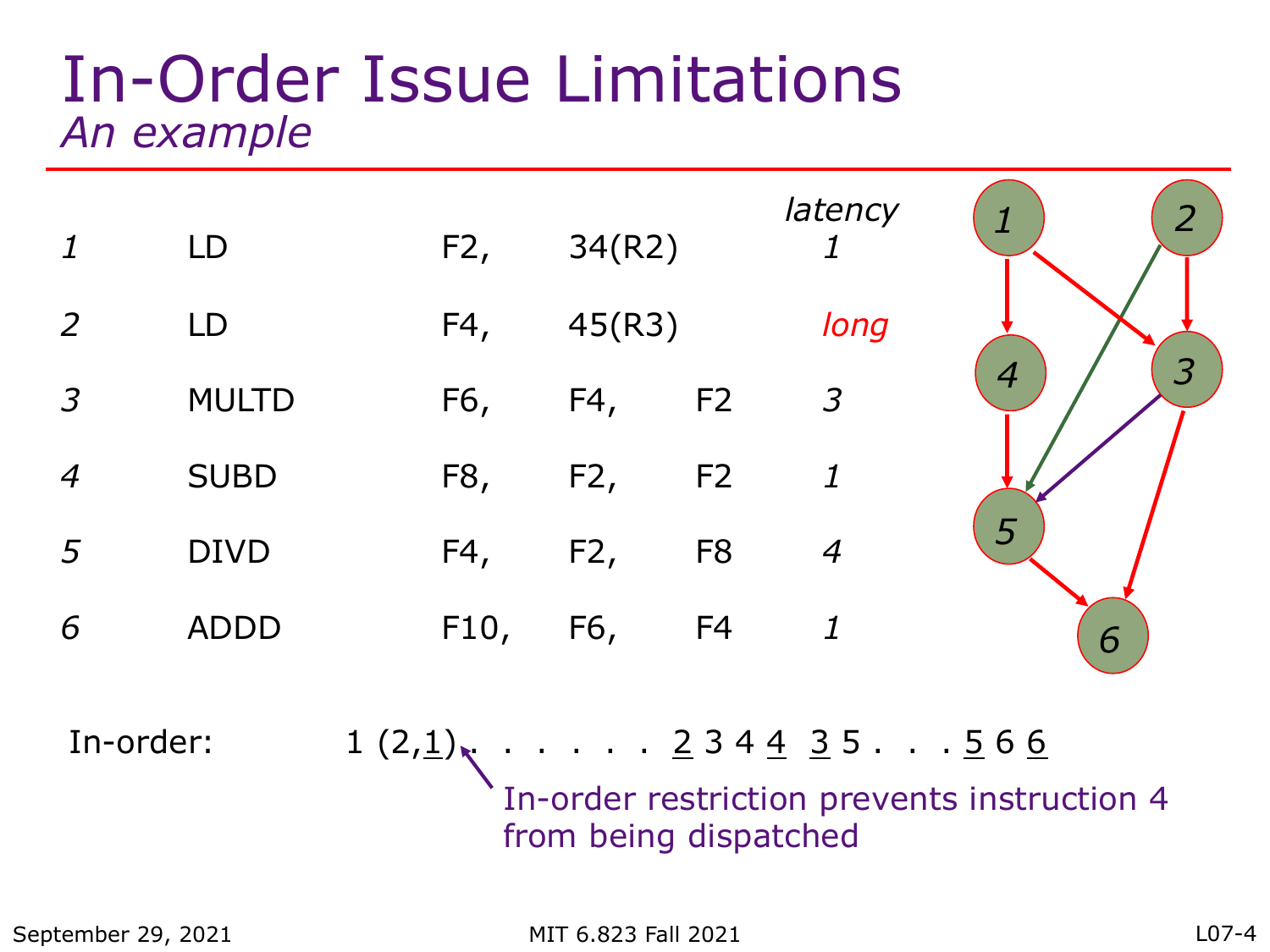# In-Order Issue Limitations

## *An example*

| | | | | | latency |
|---|---|---|---|---|---|
| *1* | LD | F2, | 34(R2) | | *1* |
| *2* | LD | F4, | 45(R3) | | *long* |
| *3* | MULTD | F6, | F4, | F2 | *3* |
| *4* | SUBD | F8, | F2, | F2 | *1* |
| *5* | DIVD | F4, | F2, | F8 | *4* |
| *6* | ADDD | F10, | F6, | F4 | *1* |

In-order: 1 (2,1) . . . . . . . 2 3 4 4 3 5 . . . 5 6 6

In-order restriction prevents instruction 4 from being dispatched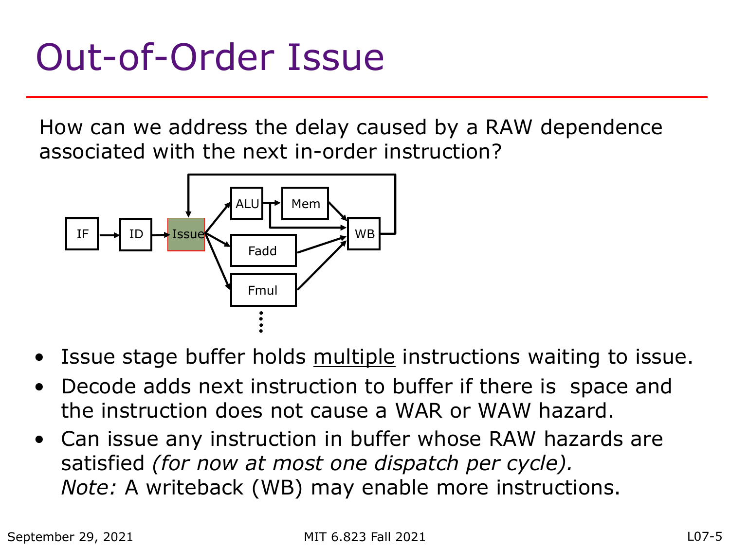# Out-of-Order Issue

How can we address the delay caused by a RAW dependence associated with the next in-order instruction?

- Issue stage buffer holds multiple instructions waiting to issue.
- Decode adds next instruction to buffer if there is space and the instruction does not cause a WAR or WAW hazard.
- Can issue any instruction in buffer whose RAW hazards are satisfied *(for now at most one dispatch per cycle).* *Note:* A writeback (WB) may enable more instructions.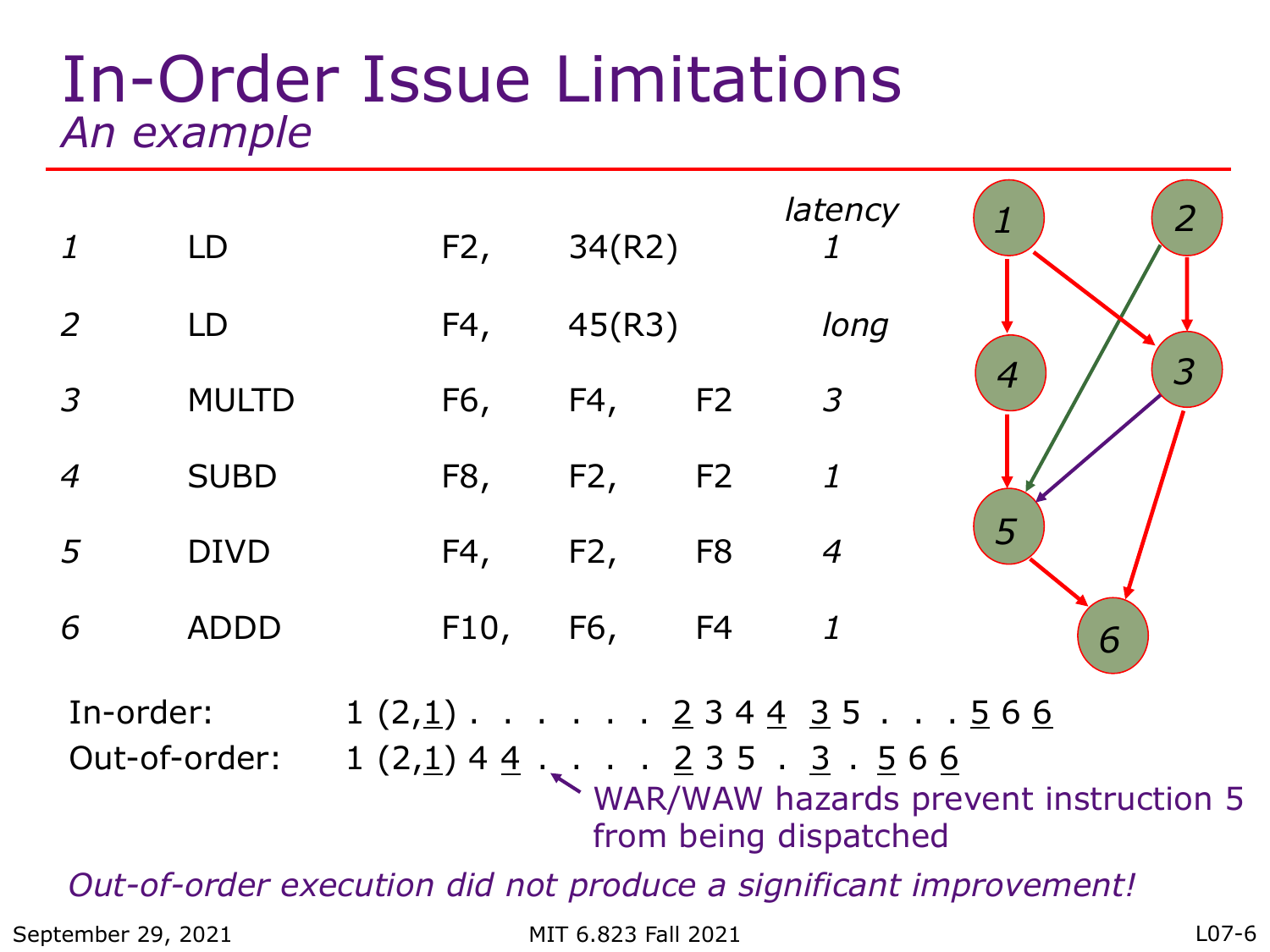# In-Order Issue Limitations

*An example*

| | | | | | latency |
|---|---|---|---|---|---|
| *1* | LD | F2, | 34(R2) | | *1* |
| *2* | LD | F4, | 45(R3) | | *long* |
| *3* | MULTD | F6, | F4, | F2 | *3* |
| *4* | SUBD | F8, | F2, | F2 | *1* |
| *5* | DIVD | F4, | F2, | F8 | *4* |
| *6* | ADDD | F10, | F6, | F4 | *1* |

In-order: 1 (2,<u>1</u>) . . . . . . . <u>2</u> 3 4 <u>4</u> <u>3</u> 5 . . . <u>5</u> 6 <u>6</u>

Out-of-order: 1 (2,<u>1</u>) 4 <u>4</u> . . . . . <u>2</u> 3 5 . <u>3</u> . <u>5</u> 6 <u>6</u>

WAR/WAW hazards prevent instruction 5 from being dispatched

*Out-of-order execution did not produce a significant improvement!*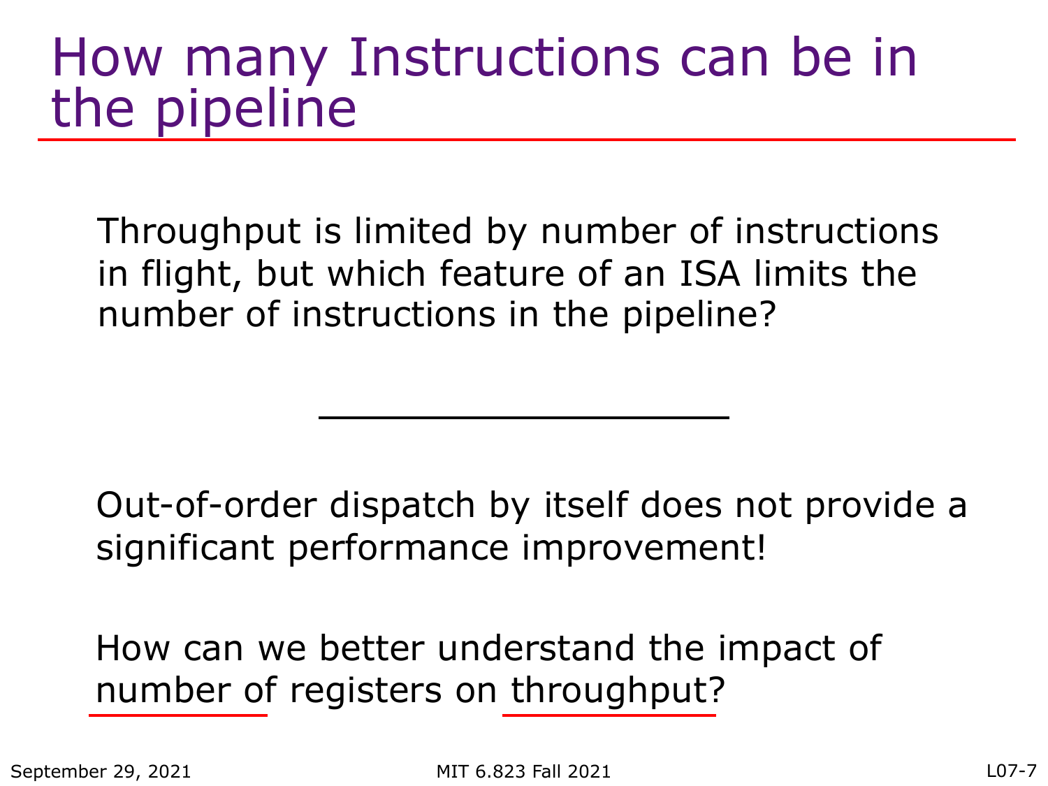# How many Instructions can be in the pipeline

Throughput is limited by number of instructions in flight, but which feature of an ISA limits the number of instructions in the pipeline?

\_\_\_\_\_\_\_\_\_\_\_\_\_\_\_\_\_\_\_\_\_\_

Out-of-order dispatch by itself does not provide a significant performance improvement!

How can we better understand the impact of number of registers on throughput?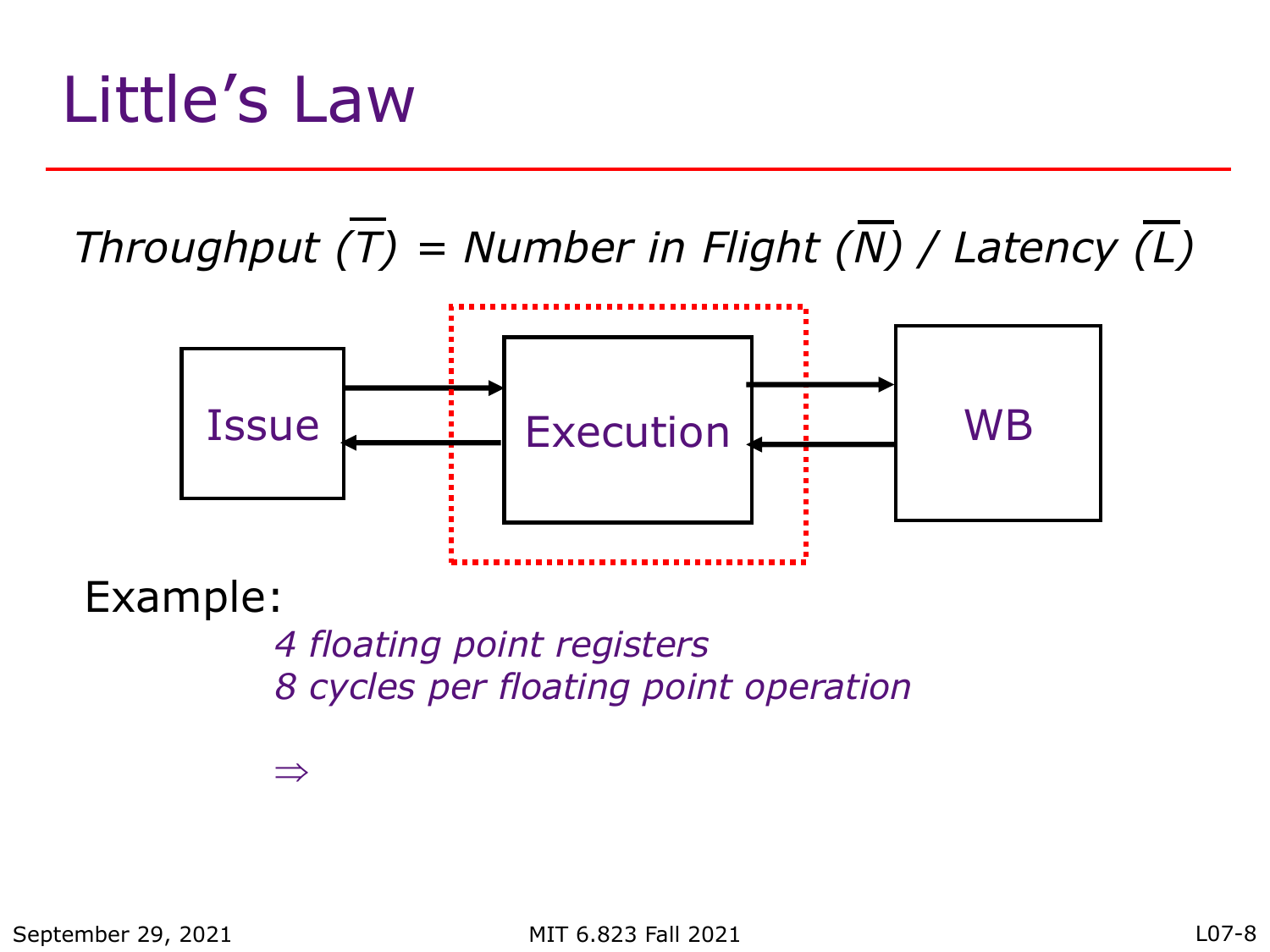# Little's Law

*Throughput* ($\overline{T}$) = *Number in Flight* ($\overline{N}$) / *Latency* ($\overline{L}$)

Issue

Execution

WB

Example:

*4 floating point registers*
*8 cycles per floating point operation*

$\Rightarrow$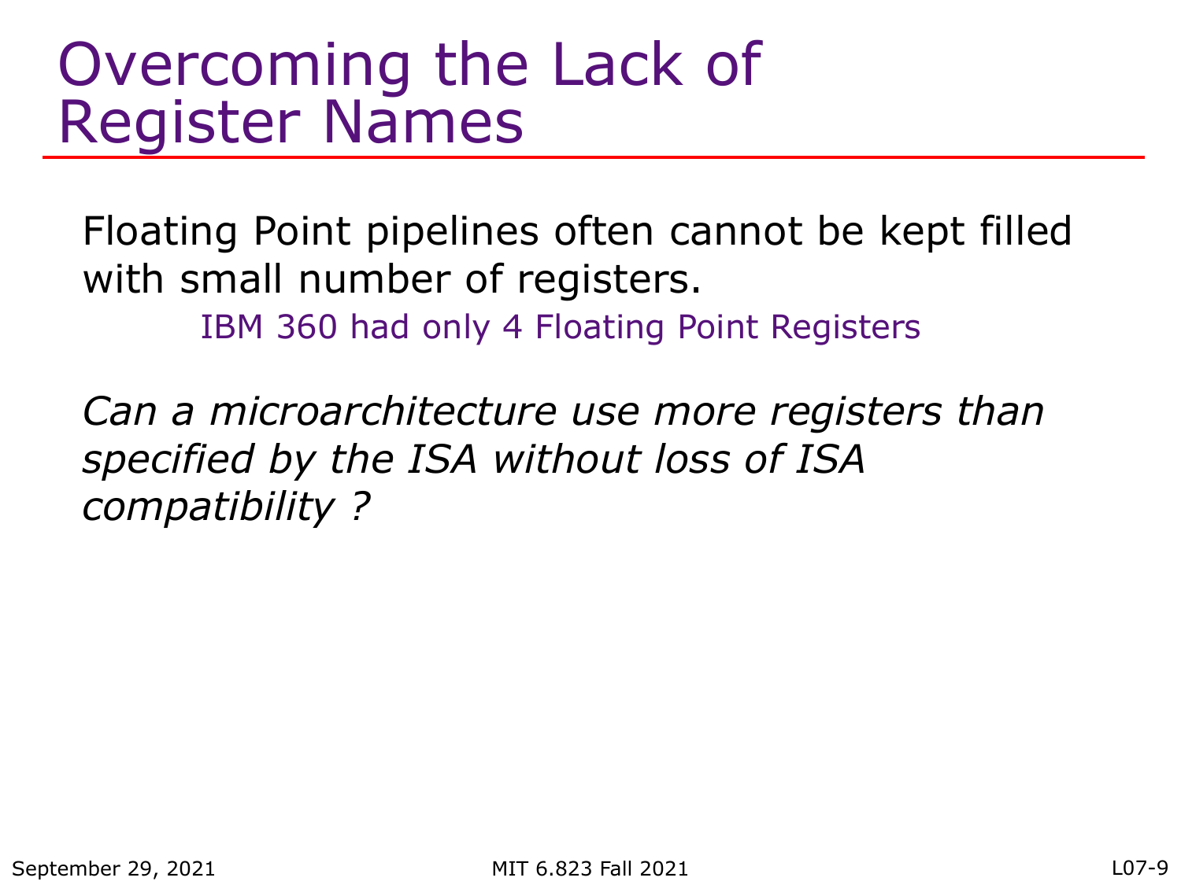# Overcoming the Lack of Register Names

Floating Point pipelines often cannot be kept filled with small number of registers.

IBM 360 had only 4 Floating Point Registers

*Can a microarchitecture use more registers than specified by the ISA without loss of ISA compatibility ?*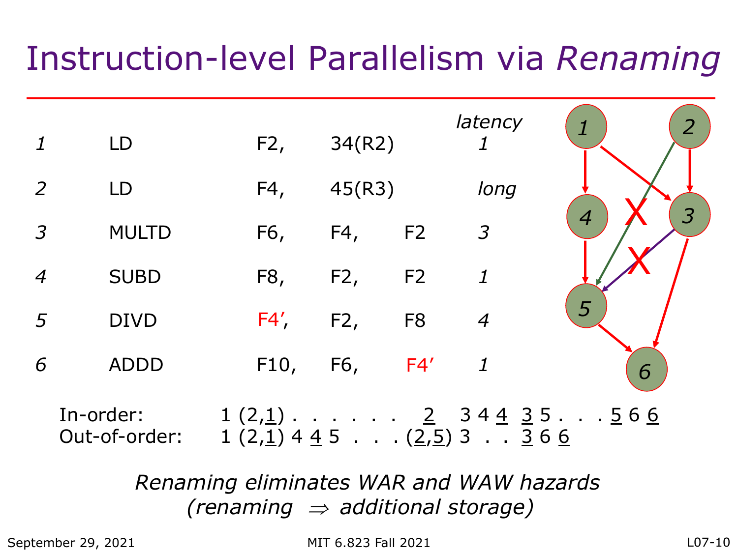# Instruction-level Parallelism via *Renaming*

| | | | | | latency |
|---|---|---|---|---|---|
| *1* | LD | F2, | 34(R2) | | *1* |
| *2* | LD | F4, | 45(R3) | | *long* |
| *3* | MULTD | F6, | F4, | F2 | *3* |
| *4* | SUBD | F8, | F2, | F2 | *1* |
| *5* | DIVD | F4′, | F2, | F8 | *4* |
| *6* | ADDD | F10, | F6, | F4′ | *1* |

In-order: 1 (2,1) . . . . . . 2 3 4 4 3 5 . . . 5 6 6

Out-of-order: 1 (2,1) 4 4 5 . . . (2,5) 3 . . 3 6 6

*Renaming eliminates WAR and WAW hazards*
*(renaming $\Rightarrow$ additional storage)*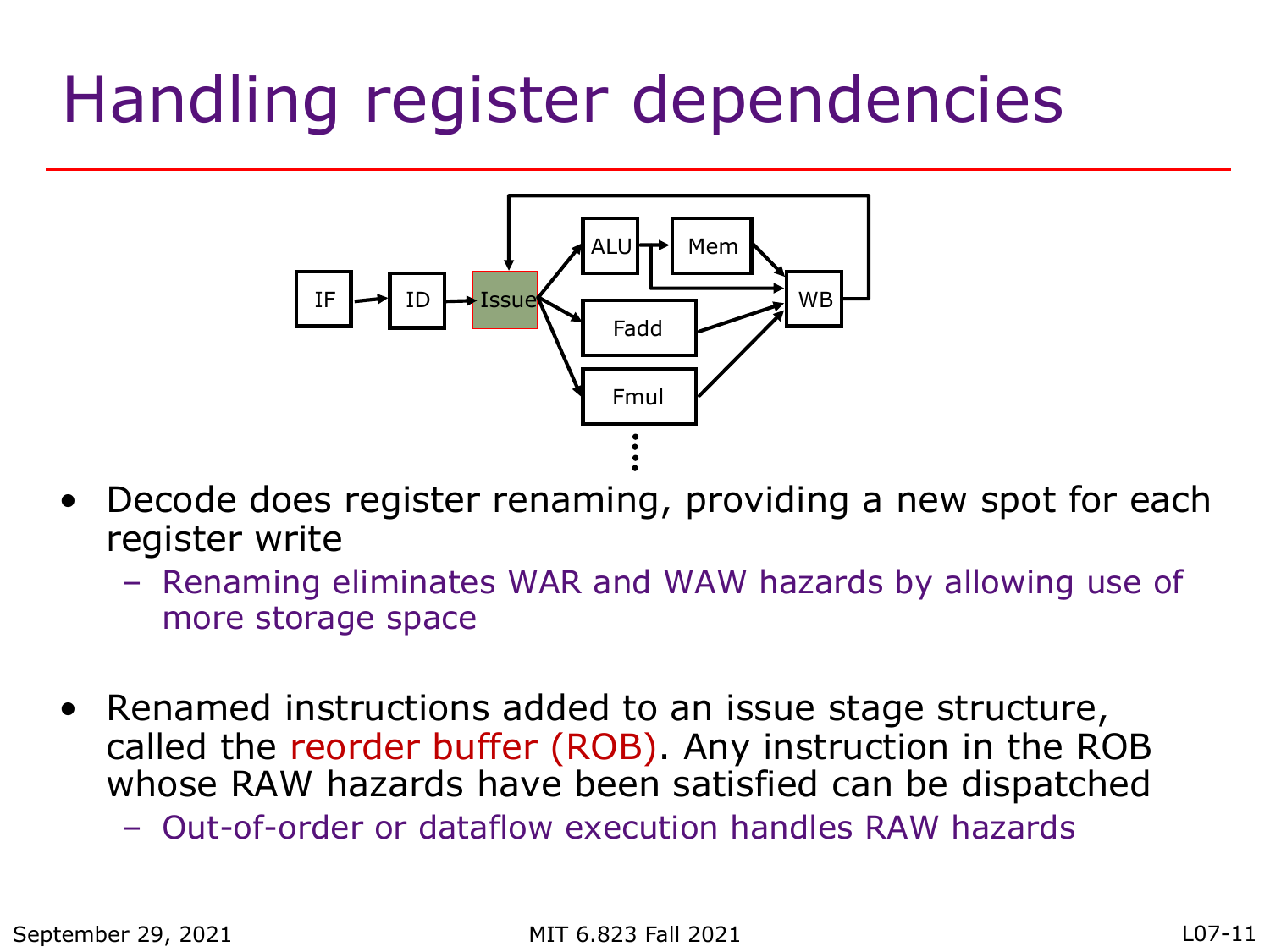# Handling register dependencies

- Decode does register renaming, providing a new spot for each register write
  - Renaming eliminates WAR and WAW hazards by allowing use of more storage space

- Renamed instructions added to an issue stage structure, called the reorder buffer (ROB). Any instruction in the ROB whose RAW hazards have been satisfied can be dispatched
  - Out-of-order or dataflow execution handles RAW hazards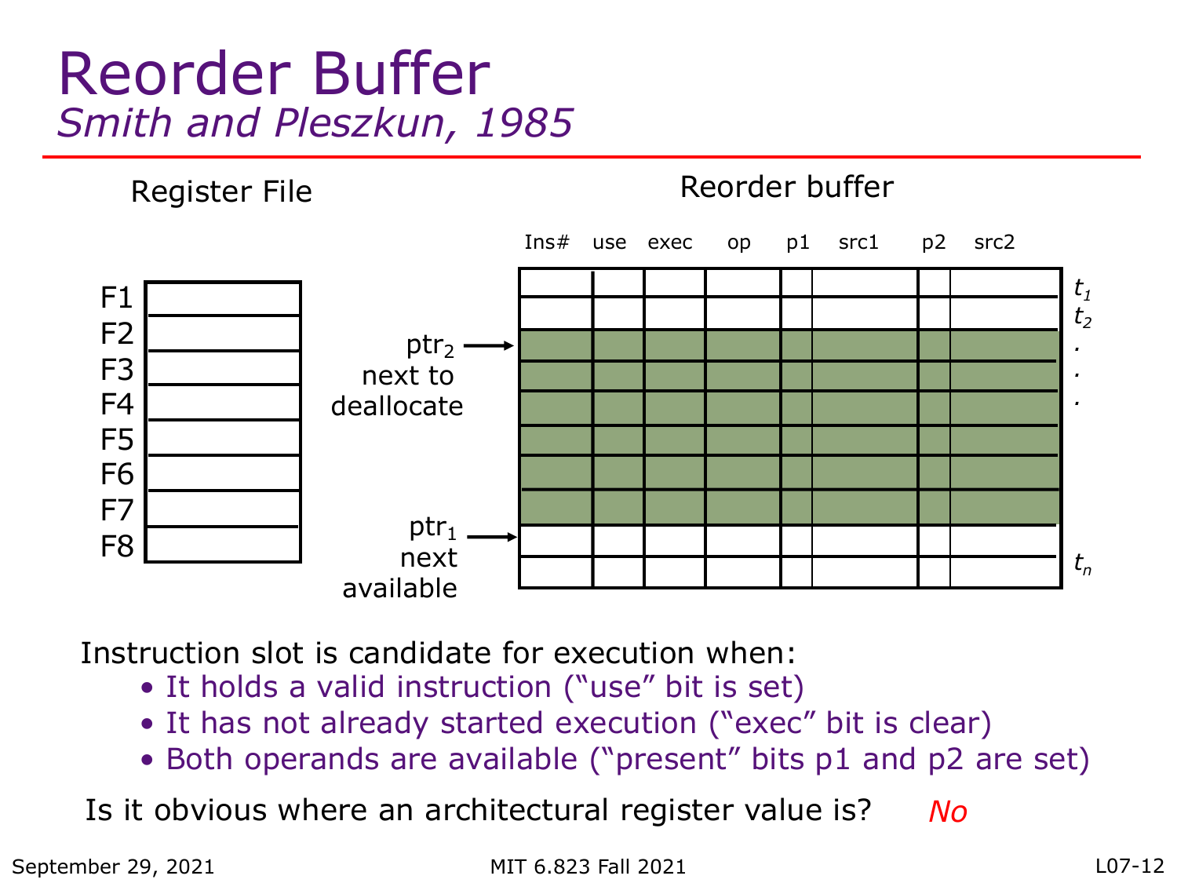# Reorder Buffer

*Smith and Pleszkun, 1985*

Register File

| |
|---|
| F1 |
| F2 |
| F3 |
| F4 |
| F5 |
| F6 |
| F7 |
| F8 |

Reorder buffer

| Ins# | use | exec | op | p1 | src1 | p2 | src2 | |
|---|---|---|---|---|---|---|---|---|
| | | | | | | | | $t_1$ |
| | | | | | | | | $t_2$ |
| | | | | | | | | . |
| | | | | | | | | . |
| | | | | | | | | . |
| | | | | | | | | |
| | | | | | | | | |
| | | | | | | | | |
| | | | | | | | | |
| | | | | | | | | $t_n$ |

$ptr_2$ → next to deallocate

$ptr_1$ → next available

Instruction slot is candidate for execution when:

- It holds a valid instruction ("use" bit is set)
- It has not already started execution ("exec" bit is clear)
- Both operands are available ("present" bits p1 and p2 are set)

Is it obvious where an architectural register value is? *No*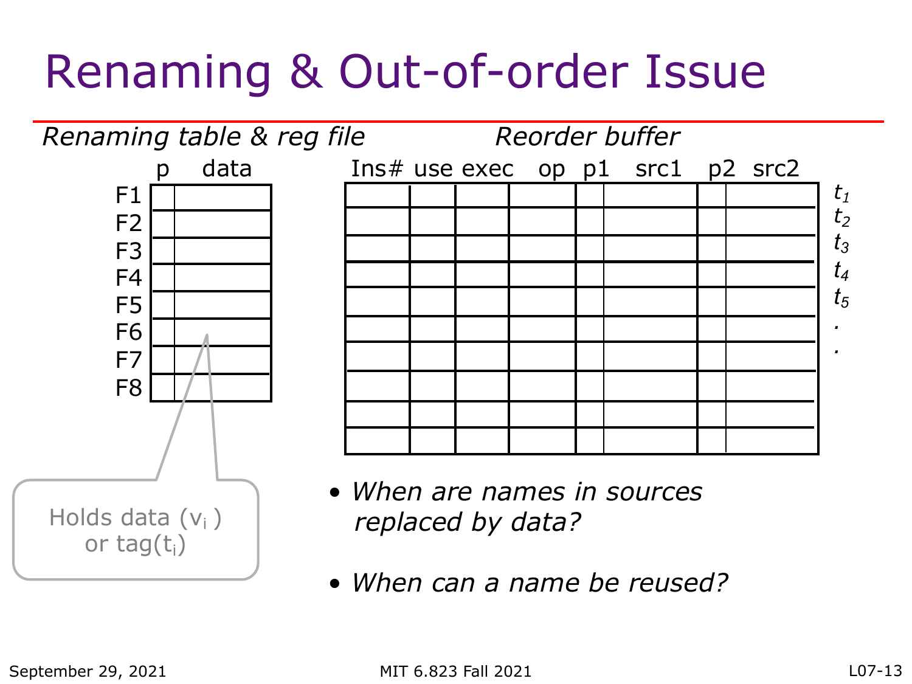# Renaming & Out-of-order Issue

*Renaming table & reg file*

| | p | data |
|---|---|---|
| F1 | | |
| F2 | | |
| F3 | | |
| F4 | | |
| F5 | | |
| F6 | | |
| F7 | | |
| F8 | | |

Holds data ($v_i$) or tag($t_i$)

*Reorder buffer*

| Ins# | use | exec | op | p1 | src1 | p2 | src2 | |
|---|---|---|---|---|---|---|---|---|
| | | | | | | | | $t_1$ |
| | | | | | | | | $t_2$ |
| | | | | | | | | $t_3$ |
| | | | | | | | | $t_4$ |
| | | | | | | | | $t_5$ |
| | | | | | | | | . |
| | | | | | | | | . |
| | | | | | | | | |
| | | | | | | | | |
| | | | | | | | | |

- *When are names in sources replaced by data?*
- *When can a name be reused?*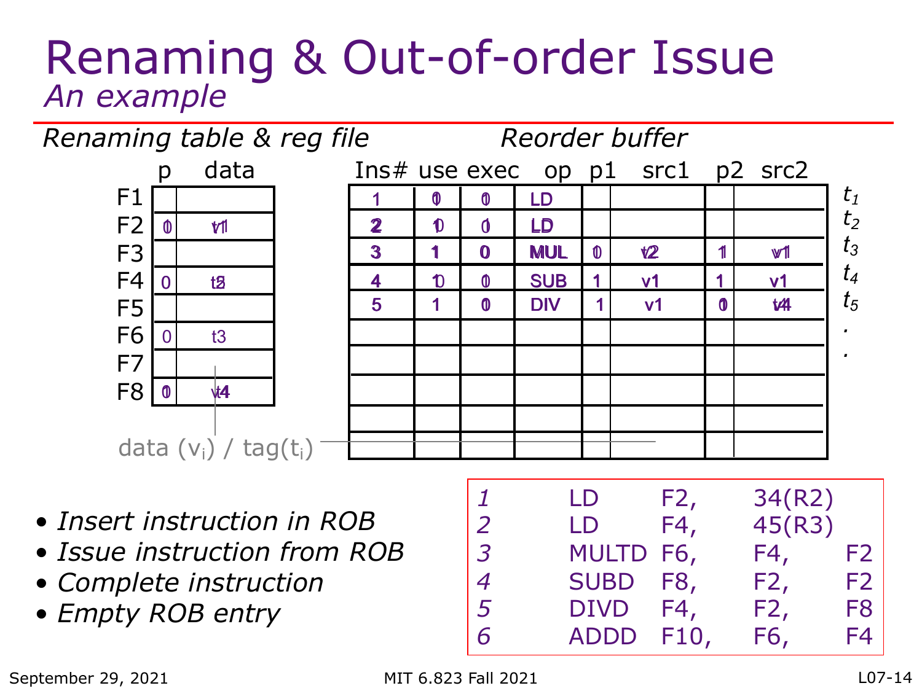# Renaming & Out-of-order Issue

*An example*

*Renaming table & reg file*

| | p | data |
|---|---|---|
| F1 | | |
| F2 | 0 | v1 |
| F3 | | |
| F4 | 0 | t5 |
| F5 | | |
| F6 | 0 | t3 |
| F7 | | |
| F8 | 0 | v4 |

*Reorder buffer*

| Ins# | use | exec | op | p1 | src1 | p2 | src2 | |
|---|---|---|---|---|---|---|---|---|
| 1 | 0 | 0 | LD | | | | | $t_1$ |
| 2 | 1 | 0 | LD | | | | | $t_2$ |
| 3 | 1 | 0 | MUL | 0 | t2 | 1 | v1 | $t_3$ |
| 4 | 1 | 0 | SUB | 1 | v1 | 1 | v1 | $t_4$ |
| 5 | 1 | 0 | DIV | 1 | v1 | 0 | t4 | $t_5$ |
| | | | | | | | | . |
| | | | | | | | | . |
| | | | | | | | | |
| | | | | | | | | |
| | | | | | | | | |

data ($v_i$) / tag($t_i$)

- *Insert instruction in ROB*
- *Issue instruction from ROB*
- *Complete instruction*
- *Empty ROB entry*

| | | | | |
|---|---|---|---|---|
| *1* | LD | F2, | 34(R2) | |
| *2* | LD | F4, | 45(R3) | |
| *3* | MULTD | F6, | F4, | F2 |
| *4* | SUBD | F8, | F2, | F2 |
| *5* | DIVD | F4, | F2, | F8 |
| *6* | ADDD | F10, | F6, | F4 |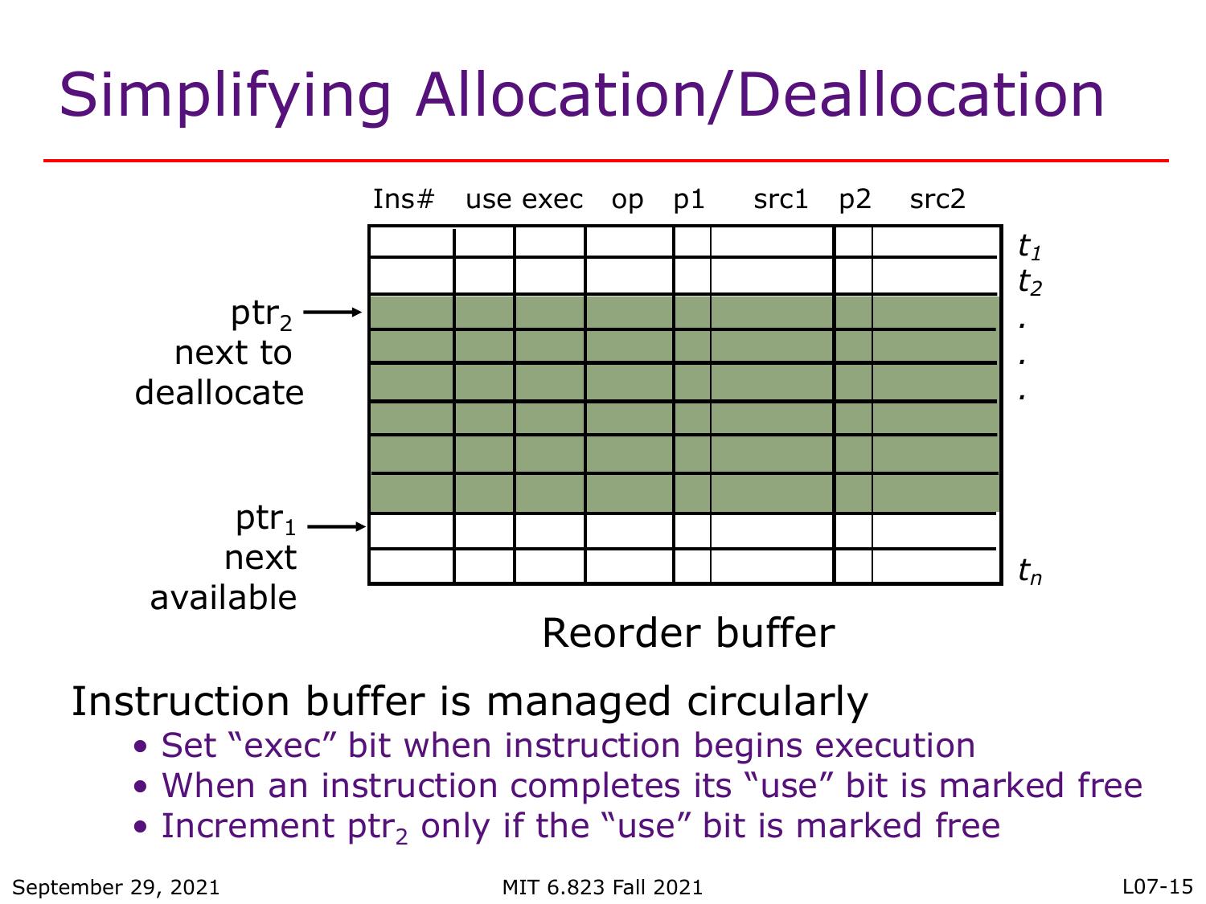# Simplifying Allocation/Deallocation

| Ins# | use | exec | op | p1 | src1 | p2 | src2 | |
|---|---|---|---|---|---|---|---|---|
| | | | | | | | | $t_1$ |
| | | | | | | | | $t_2$ |
| | | | | | | | | . |
| | | | | | | | | . |
| | | | | | | | | . |
| | | | | | | | | |
| | | | | | | | | |
| | | | | | | | | |
| | | | | | | | | |
| | | | | | | | | $t_n$ |

$ptr_2$ next to deallocate (points to the first shaded entry)

$ptr_1$ next available (points to the first unshaded entry after the shaded entries)

Reorder buffer

Instruction buffer is managed circularly

- Set "exec" bit when instruction begins execution
- When an instruction completes its "use" bit is marked free
- Increment $ptr_2$ only if the "use" bit is marked free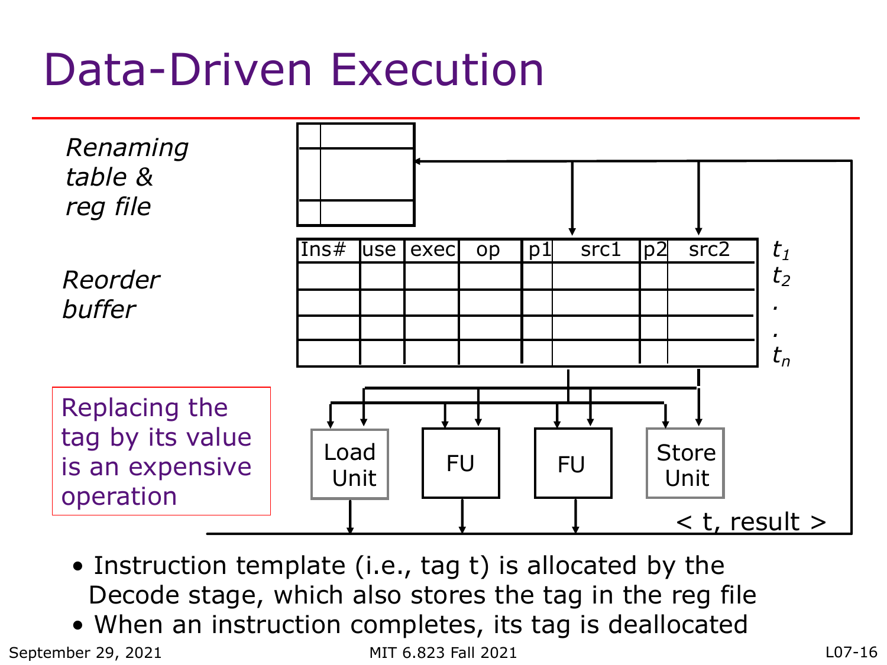# Data-Driven Execution

*Renaming table & reg file*

*Reorder buffer*

| Ins# | use | exec | op | p1 | src1 | p2 | src2 |
|---|---|---|---|---|---|---|---|
| | | | | | | | |
| | | | | | | | |
| | | | | | | | |
| | | | | | | | |

$t_1$, $t_2$, . , . , $t_n$

Load Unit | FU | FU | Store Unit

< t, result >

Replacing the tag by its value is an expensive operation

- Instruction template (i.e., tag t) is allocated by the Decode stage, which also stores the tag in the reg file
- When an instruction completes, its tag is deallocated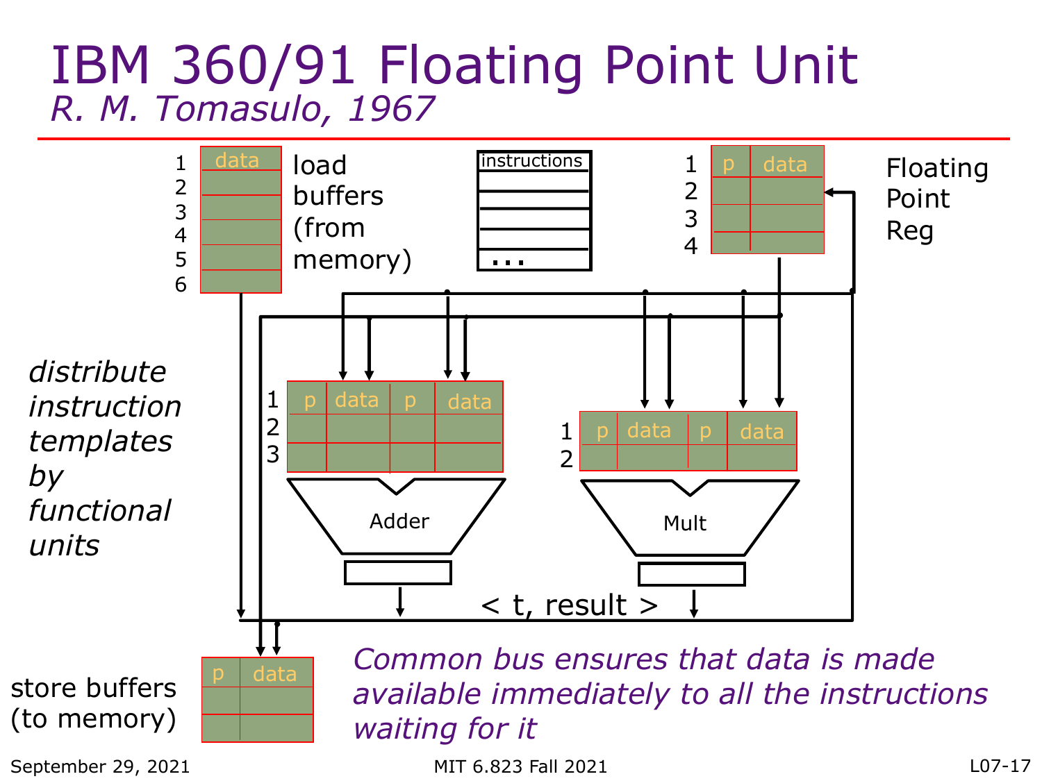# IBM 360/91 Floating Point Unit

*R. M. Tomasulo, 1967*

load buffers (from memory)

| | data |
|---|---|
| 1 | |
| 2 | |
| 3 | |
| 4 | |
| 5 | |
| 6 | |

instructions

...

Floating Point Reg

| | p | data |
|---|---|---|
| 1 | | |
| 2 | | |
| 3 | | |
| 4 | | |

*distribute instruction templates by functional units*

| | p | data | p | data |
|---|---|---|---|---|
| 1 | | | | |
| 2 | | | | |
| 3 | | | | |

Adder

| | p | data | p | data |
|---|---|---|---|---|
| 1 | | | | |
| 2 | | | | |

Mult

< t, result >

store buffers (to memory)

| p | data |
|---|---|
| | |
| | |
| | |

*Common bus ensures that data is made available immediately to all the instructions waiting for it*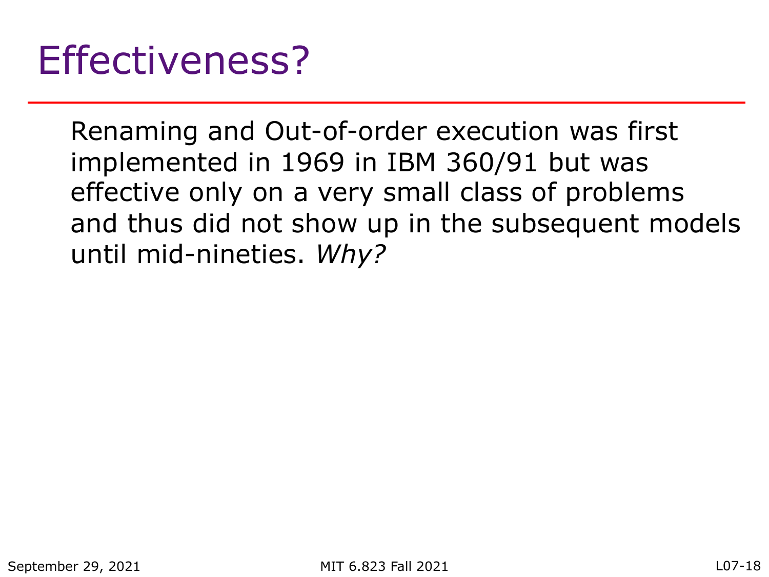# Effectiveness?

Renaming and Out-of-order execution was first implemented in 1969 in IBM 360/91 but was effective only on a very small class of problems and thus did not show up in the subsequent models until mid-nineties. *Why?*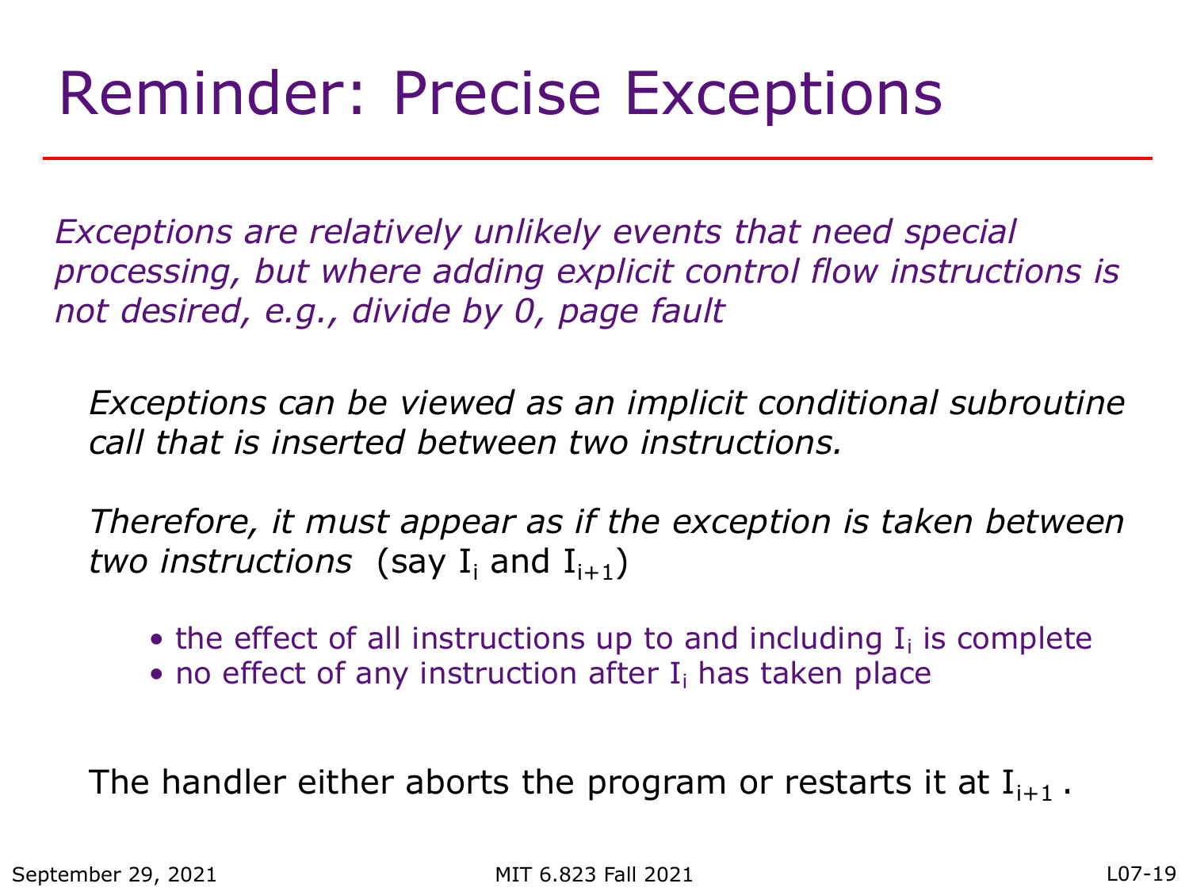# Reminder: Precise Exceptions

*Exceptions are relatively unlikely events that need special processing, but where adding explicit control flow instructions is not desired, e.g., divide by 0, page fault*

*Exceptions can be viewed as an implicit conditional subroutine call that is inserted between two instructions.*

*Therefore, it must appear as if the exception is taken between two instructions* (say $I_i$ and $I_{i+1}$)

- the effect of all instructions up to and including $I_i$ is complete
- no effect of any instruction after $I_i$ has taken place

The handler either aborts the program or restarts it at $I_{i+1}$ .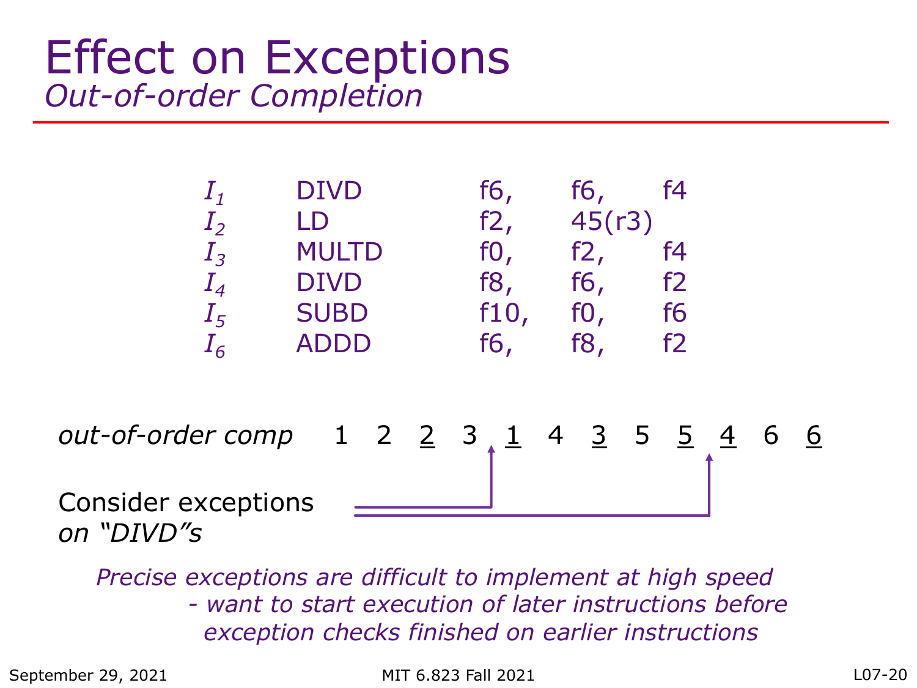# Effect on Exceptions

*Out-of-order Completion*

| | | | | |
|---|---|---|---|---|
| $I_1$ | DIVD | f6, | f6, | f4 |
| $I_2$ | LD | f2, | 45(r3) | |
| $I_3$ | MULTD | f0, | f2, | f4 |
| $I_4$ | DIVD | f8, | f6, | f2 |
| $I_5$ | SUBD | f10, | f0, | f6 |
| $I_6$ | ADDD | f6, | f8, | f2 |

*out-of-order comp* 1 2 $\underline{2}$ 3 $\underline{1}$ 4 $\underline{3}$ 5 $\underline{5}$ $\underline{4}$ 6 $\underline{6}$

Consider exceptions *on "DIVD"s*

*Precise exceptions are difficult to implement at high speed*
*- want to start execution of later instructions before exception checks finished on earlier instructions*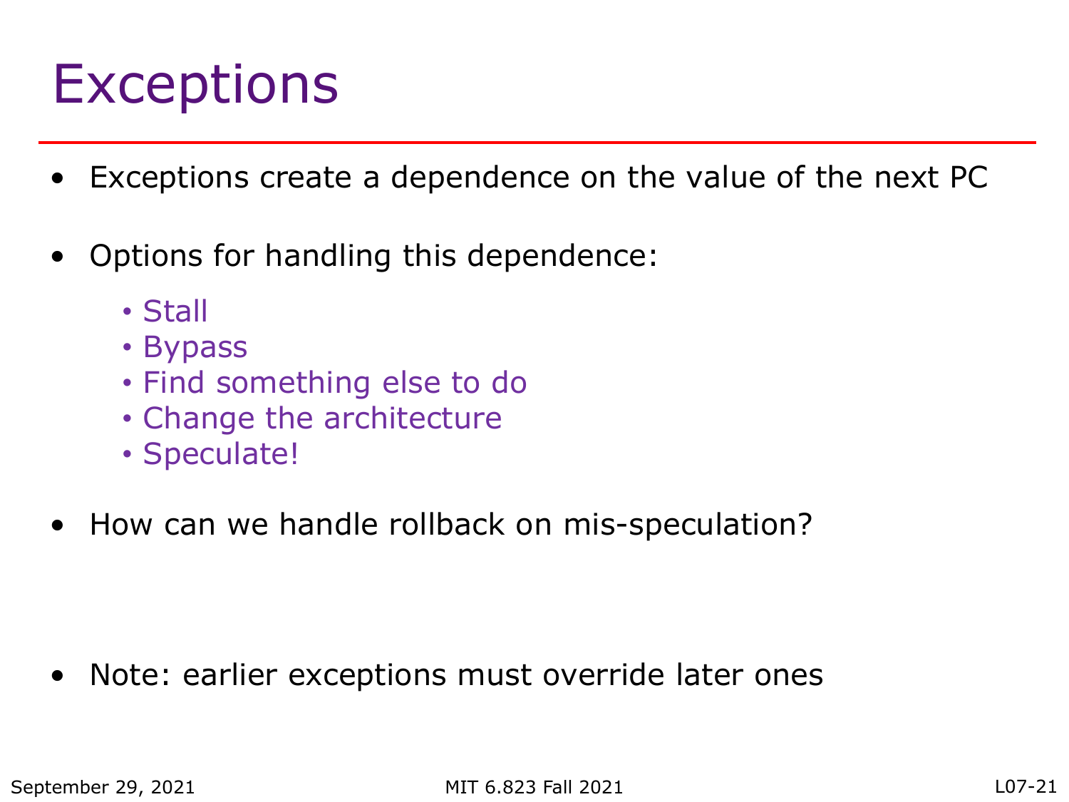# Exceptions

- Exceptions create a dependence on the value of the next PC
- Options for handling this dependence:
  - Stall
  - Bypass
  - Find something else to do
  - Change the architecture
  - Speculate!
- How can we handle rollback on mis-speculation?
- Note: earlier exceptions must override later ones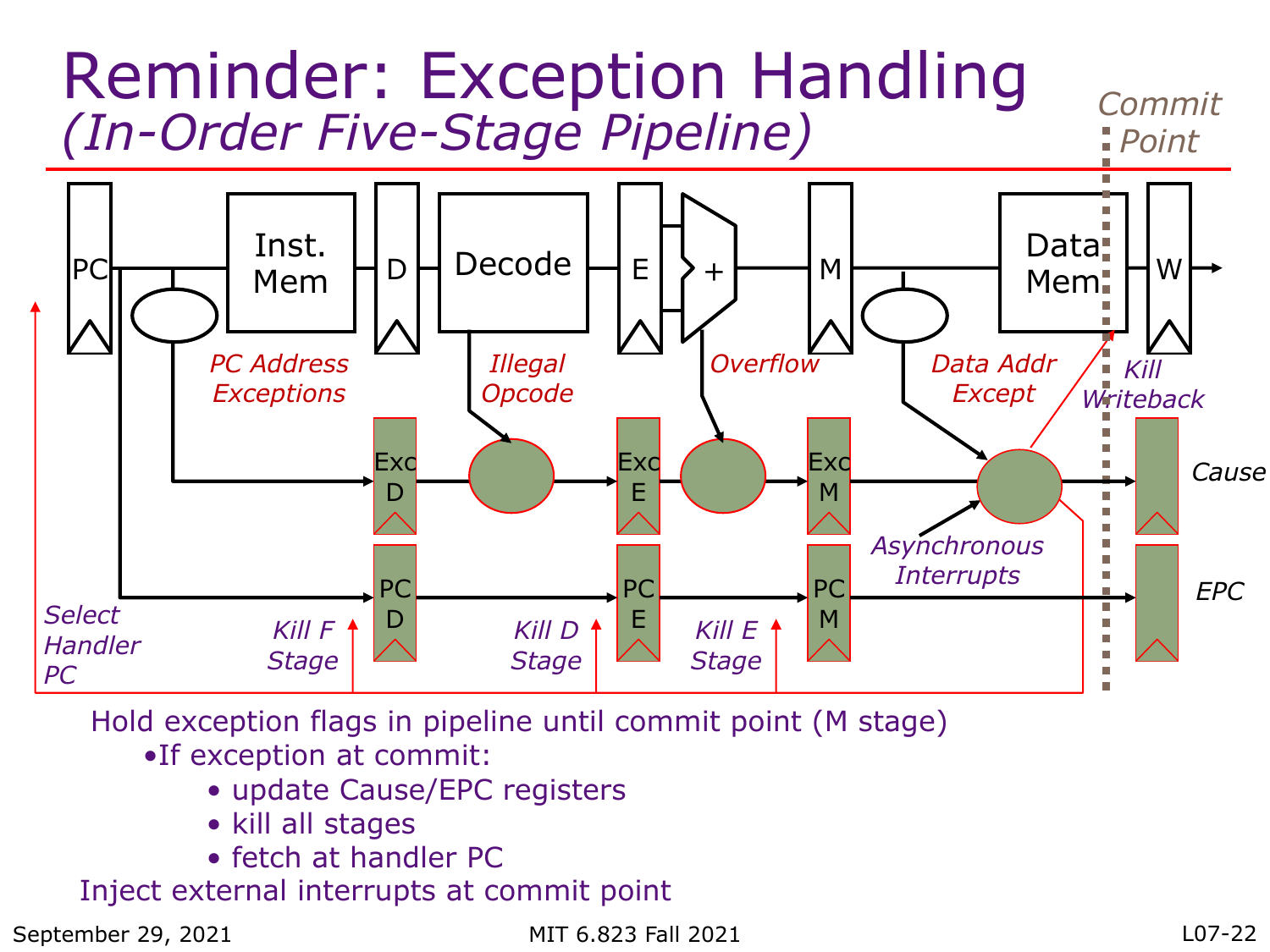# Reminder: Exception Handling
## *(In-Order Five-Stage Pipeline)*

Hold exception flags in pipeline until commit point (M stage)

- If exception at commit:
  - update Cause/EPC registers
  - kill all stages
  - fetch at handler PC

Inject external interrupts at commit point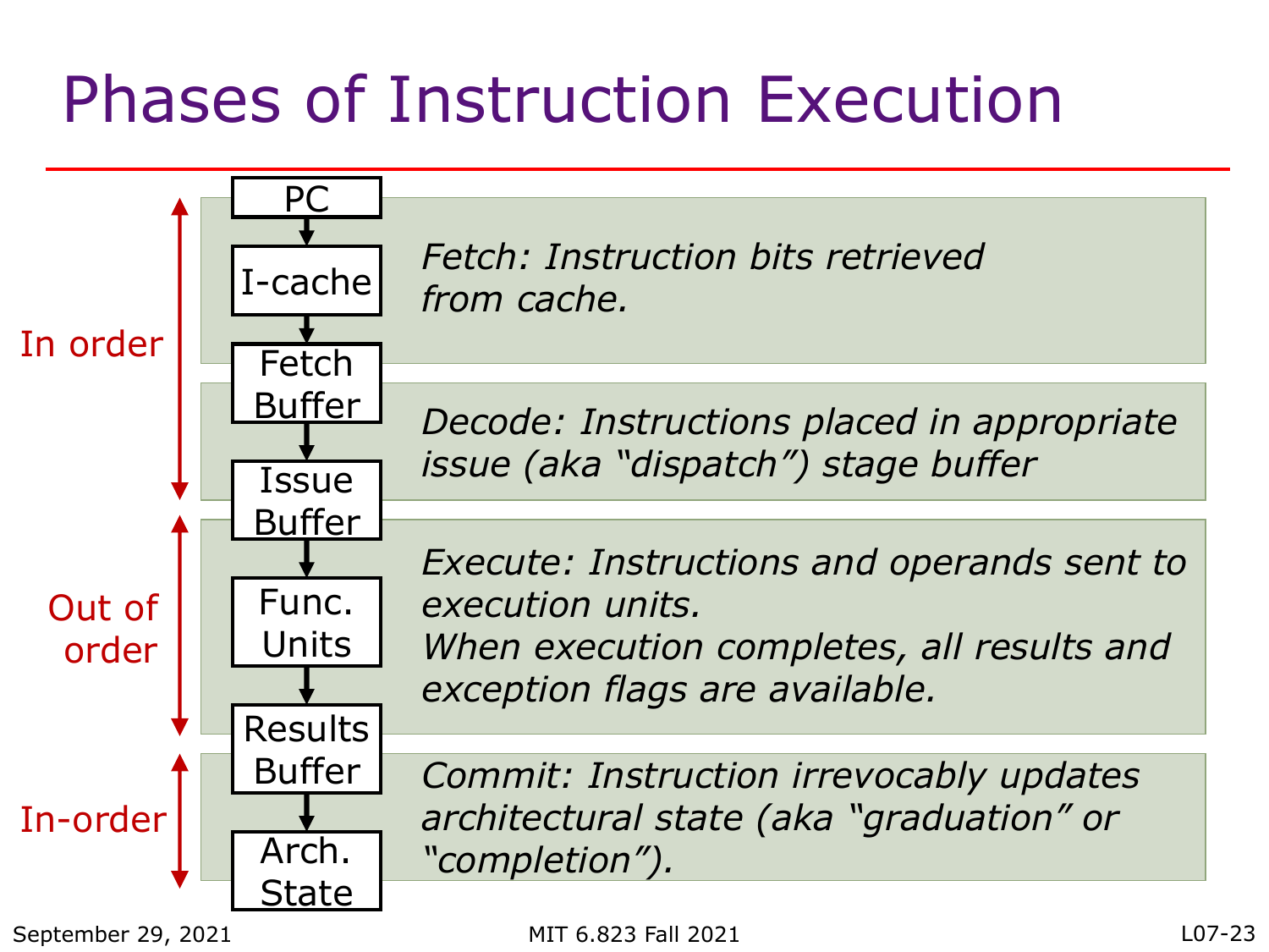# Phases of Instruction Execution

**In order**

- PC
- I-cache
- Fetch Buffer
- Issue Buffer

*Fetch: Instruction bits retrieved from cache.*

*Decode: Instructions placed in appropriate issue (aka "dispatch") stage buffer*

**Out of order**

- Func. Units
- Results Buffer

*Execute: Instructions and operands sent to execution units.*
*When execution completes, all results and exception flags are available.*

**In-order**

- Arch. State

*Commit: Instruction irrevocably updates architectural state (aka "graduation" or "completion").*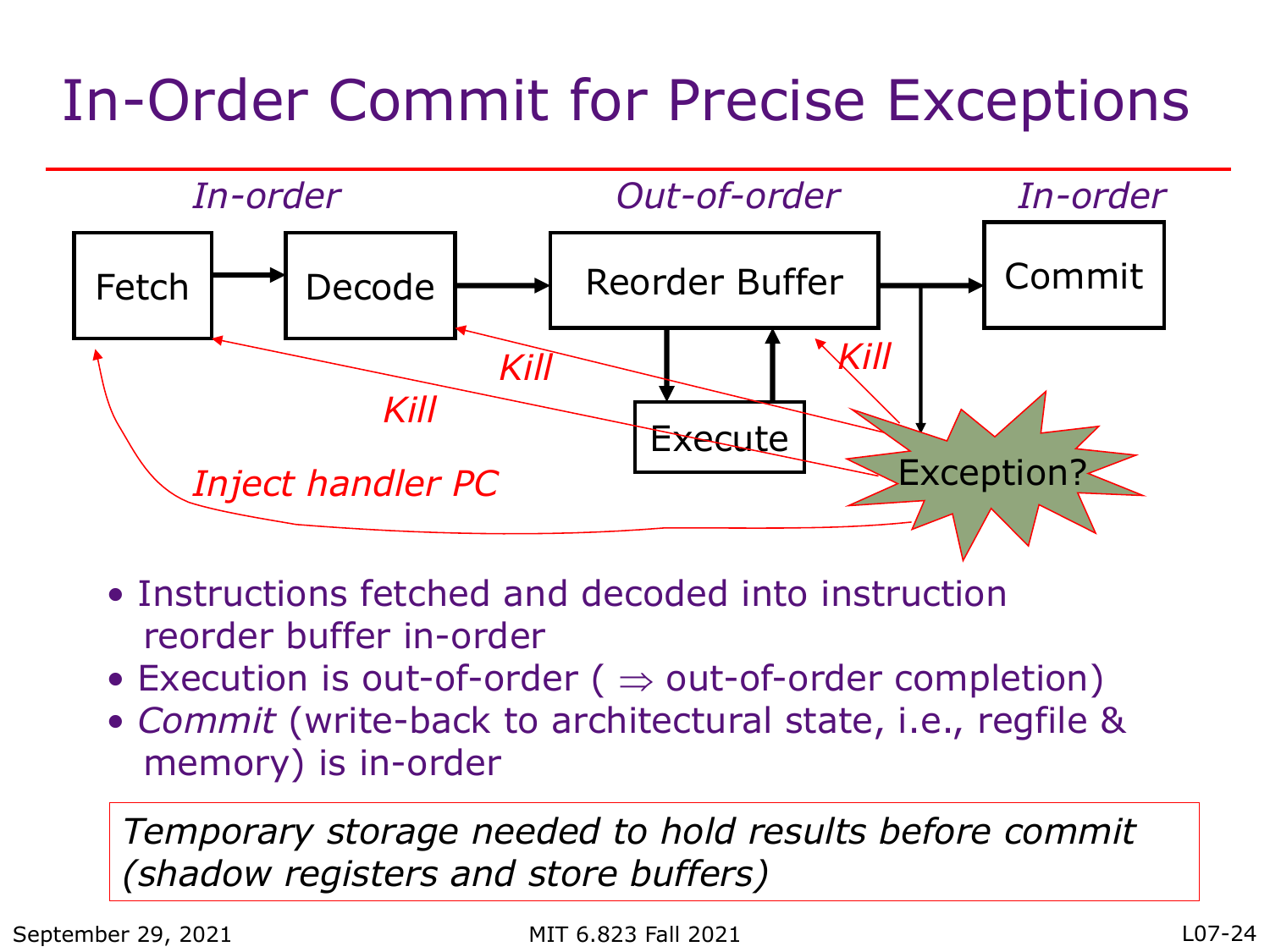# In-Order Commit for Precise Exceptions

*In-order* | *Out-of-order* | *In-order*

Fetch → Decode → Reorder Buffer → Commit

Reorder Buffer ⇄ Execute

Exception? — *Kill* (Fetch, Decode, Reorder Buffer), *Inject handler PC*

- Instructions fetched and decoded into instruction reorder buffer in-order
- Execution is out-of-order ( ⇒ out-of-order completion)
- *Commit* (write-back to architectural state, i.e., regfile & memory) is in-order

*Temporary storage needed to hold results before commit (shadow registers and store buffers)*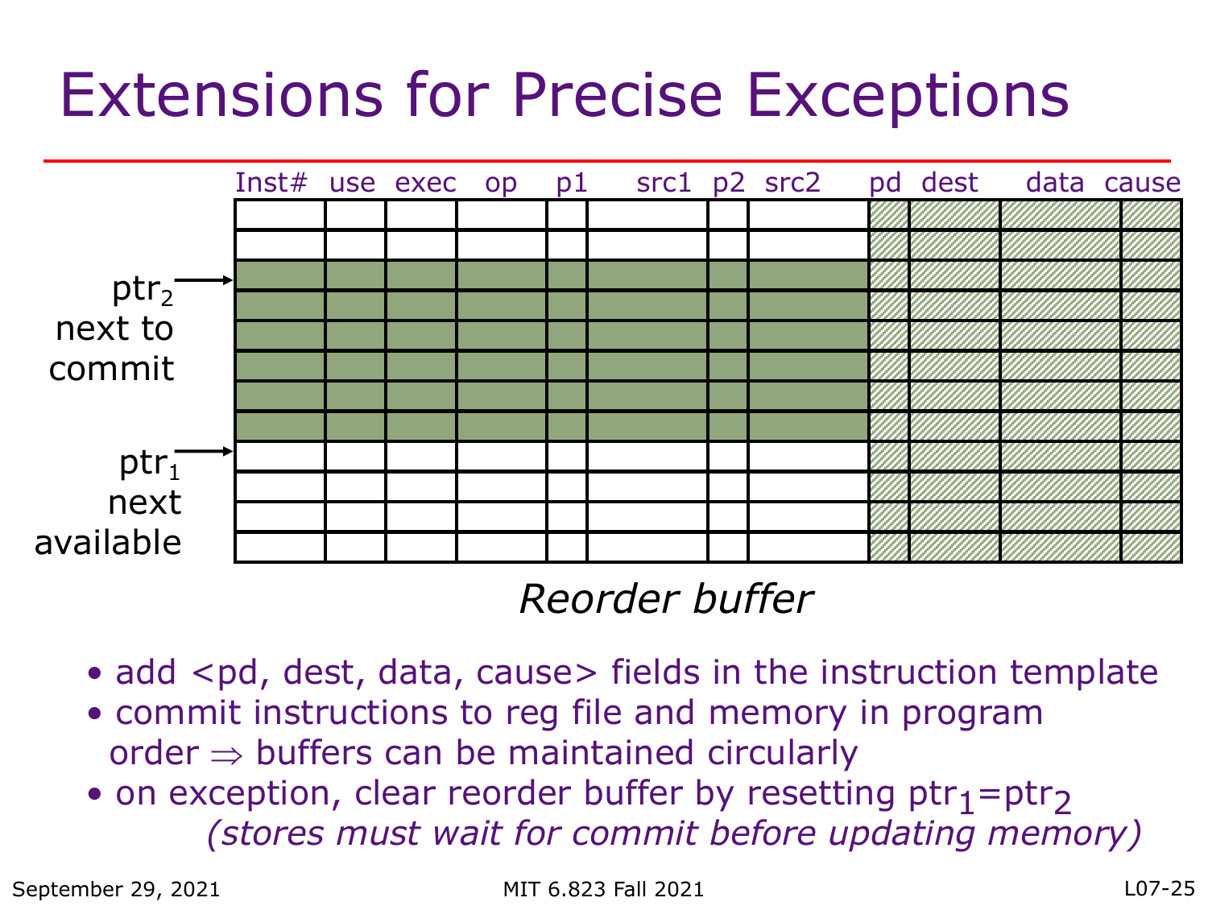# Extensions for Precise Exceptions

| Inst# | use | exec | op | p1 | src1 | p2 | src2 | pd | dest | data | cause |
|---|---|---|---|---|---|---|---|---|---|---|---|
| | | | | | | | | | | | |
| | | | | | | | | | | | |
| | | | | | | | | | | | |
| | | | | | | | | | | | |
| | | | | | | | | | | | |
| | | | | | | | | | | | |
| | | | | | | | | | | | |
| | | | | | | | | | | | |
| | | | | | | | | | | | |
| | | | | | | | | | | | |
| | | | | | | | | | | | |
| | | | | | | | | | | | |

$ptr_2$ next to commit

$ptr_1$ next available

*Reorder buffer*

- add <pd, dest, data, cause> fields in the instruction template
- commit instructions to reg file and memory in program order ⇒ buffers can be maintained circularly
- on exception, clear reorder buffer by resetting $ptr_1 = ptr_2$
  *(stores must wait for commit before updating memory)*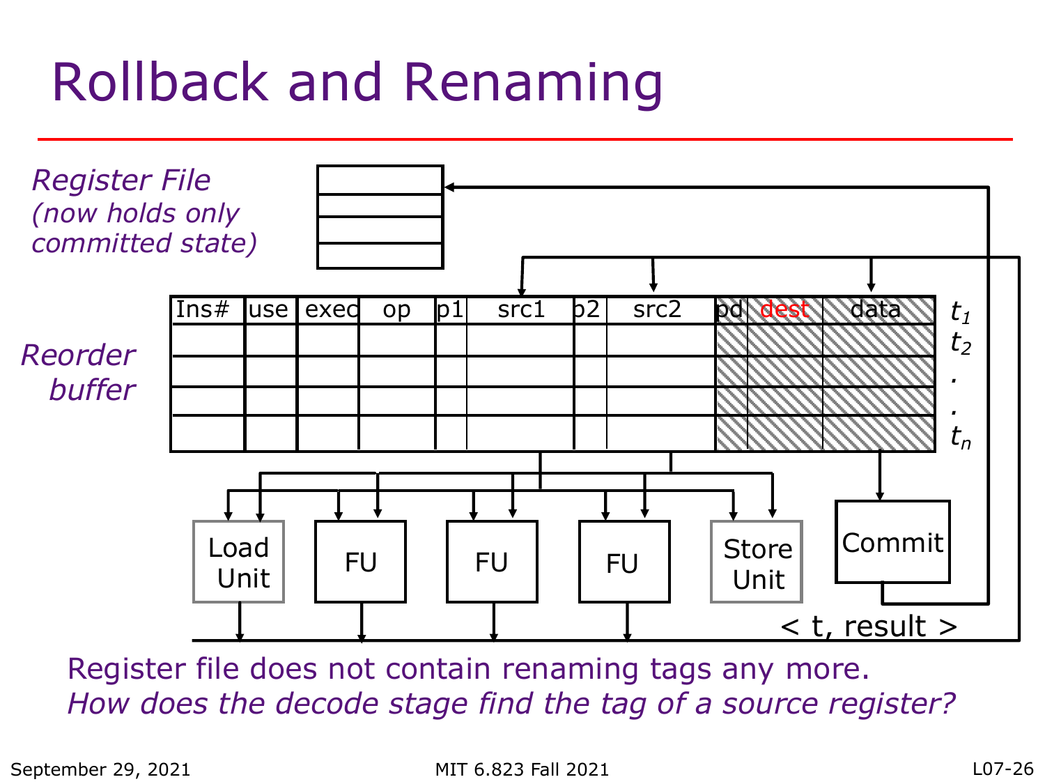# Rollback and Renaming

*Register File*
*(now holds only committed state)*

*Reorder buffer*

| Ins# | use | exec | op | p1 | src1 | p2 | src2 | pd | dest | data |  |
|---|---|---|---|---|---|---|---|---|---|---|---|
|  |  |  |  |  |  |  |  |  |  |  | $t_1$ |
|  |  |  |  |  |  |  |  |  |  |  | $t_2$ |
|  |  |  |  |  |  |  |  |  |  |  | . |
|  |  |  |  |  |  |  |  |  |  |  | . |
|  |  |  |  |  |  |  |  |  |  |  | $t_n$ |

Load Unit | FU | FU | FU | Store Unit | Commit

< t, result >

Register file does not contain renaming tags any more.

*How does the decode stage find the tag of a source register?*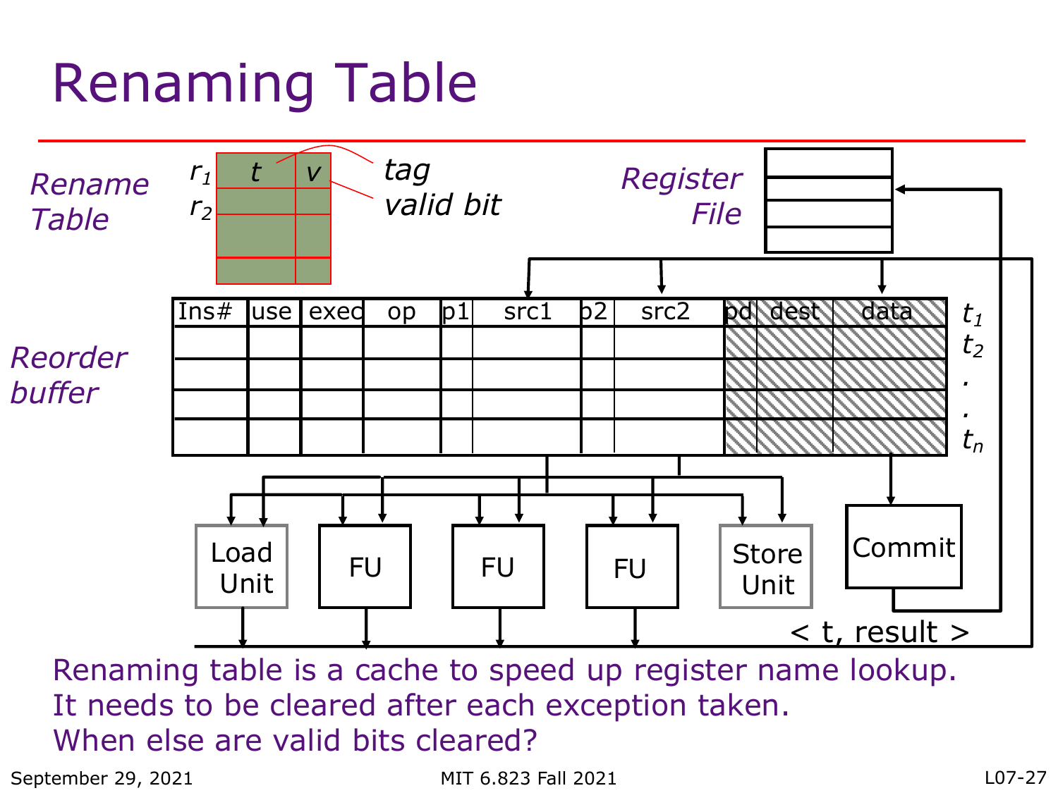# Renaming Table

*Rename Table*

| | t | v |
|---|---|---|
| $r_1$ | | |
| $r_2$ | | |
| | | |
| | | |

*tag*

*valid bit*

*Register File*

*Reorder buffer*

| Ins# | use | exec | op | p1 | src1 | p2 | src2 | pd | dest | data | |
|---|---|---|---|---|---|---|---|---|---|---|---|
| | | | | | | | | | | | $t_1$ |
| | | | | | | | | | | | $t_2$ |
| | | | | | | | | | | | . |
| | | | | | | | | | | | . |
| | | | | | | | | | | | $t_n$ |

Load Unit, FU, FU, FU, Store Unit, Commit

< t, result >

Renaming table is a cache to speed up register name lookup.
It needs to be cleared after each exception taken.
When else are valid bits cleared?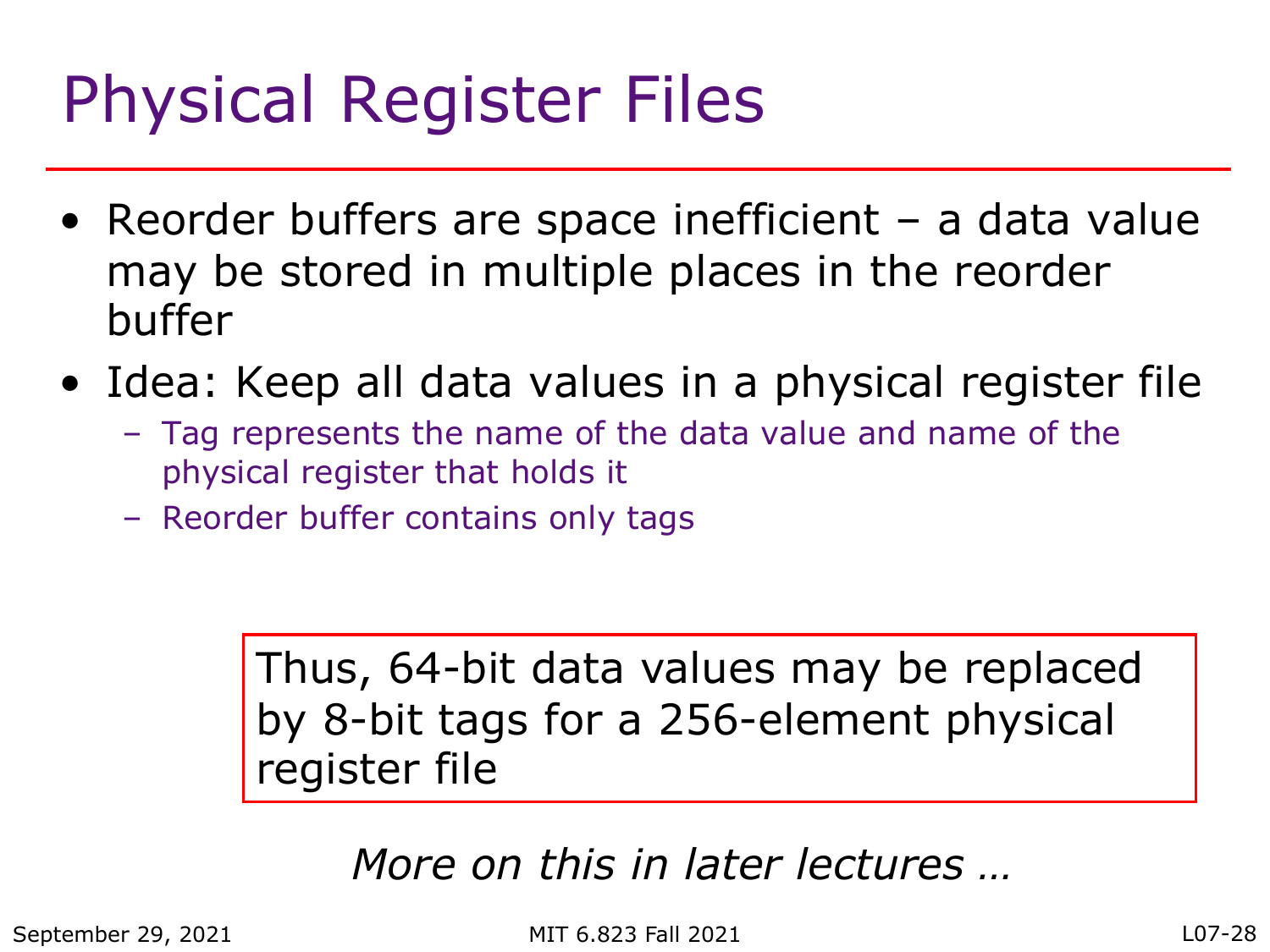# Physical Register Files

- Reorder buffers are space inefficient – a data value may be stored in multiple places in the reorder buffer
- Idea: Keep all data values in a physical register file
  - Tag represents the name of the data value and name of the physical register that holds it
  - Reorder buffer contains only tags

Thus, 64-bit data values may be replaced by 8-bit tags for a 256-element physical register file

*More on this in later lectures …*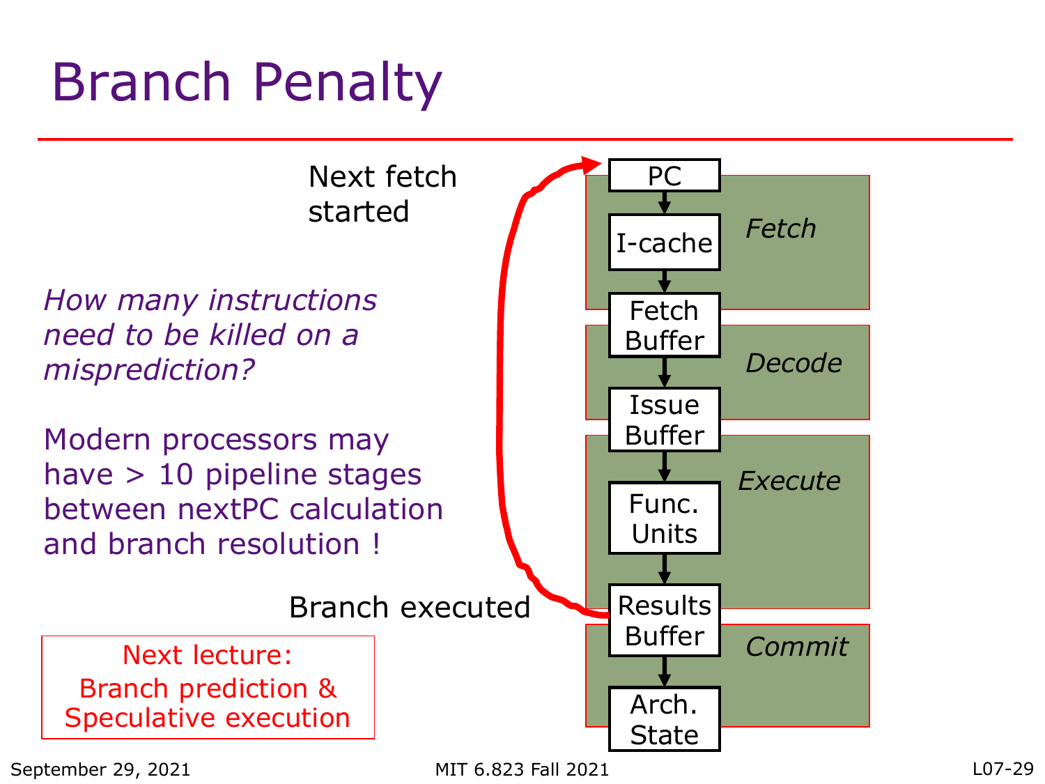# Branch Penalty

Next fetch started

*How many instructions need to be killed on a misprediction?*

Modern processors may have > 10 pipeline stages between nextPC calculation and branch resolution !

Branch executed

PC

I-cache

Fetch Buffer

Issue Buffer

Func. Units

Results Buffer

Arch. State

*Fetch*

*Decode*

*Execute*

*Commit*

Next lecture:
Branch prediction &
Speculative execution